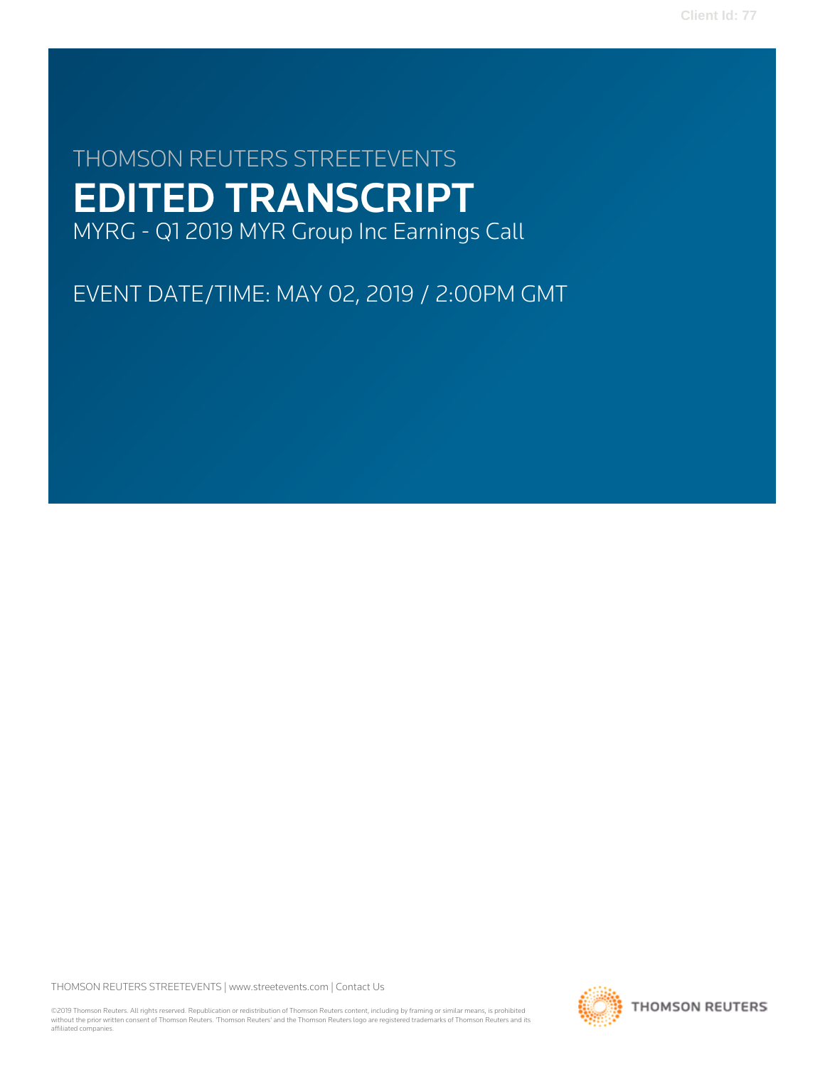Client Id: 77

THOMSON REUTERS STREETEVENTS

# EDITED TRANSCRIPT

MYRG - Q1 2019 MYR Group Inc Earnings Call

EVENT DATE/TIME: MAY 02, 2019 / 2:00PM GMT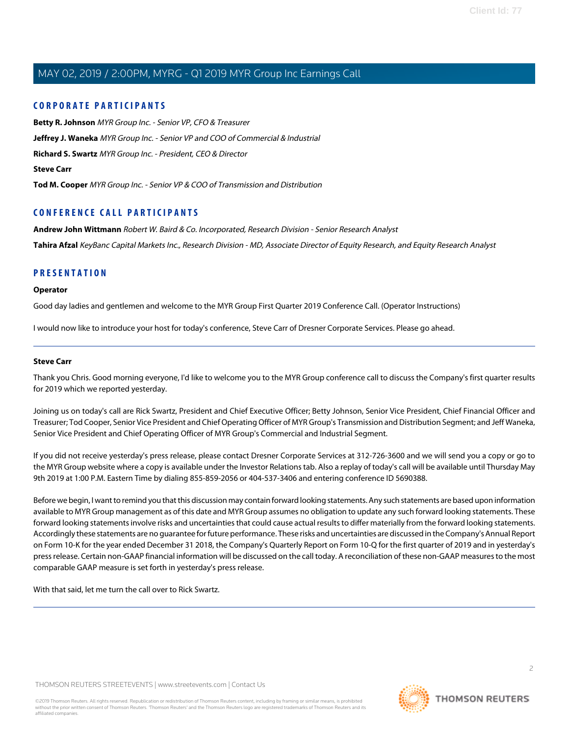## CORPORATE PARTICIPANTS

**Betty R. Johnson** *MYR Group Inc. - Senior VP, CFO & Treasurer*

**Jeffrey J. Waneka** *MYR Group Inc. - Senior VP and COO of Commercial & Industrial*

**Richard S. Swartz** *MYR Group Inc. - President, CEO & Director*

**Steve Carr**

**Tod M. Cooper** *MYR Group Inc. - Senior VP & COO of Transmission and Distribution*

## CONFERENCE CALL PARTICIPANTS

**Andrew John Wittmann** *Robert W. Baird & Co. Incorporated, Research Division - Senior Research Analyst*

**Tahira Afzal** *KeyBanc Capital Markets Inc., Research Division - MD, Associate Director of Equity Research, and Equity Research Analyst*

## PRESENTATION

### Operator

Good day ladies and gentlemen and welcome to the MYR Group First Quarter 2019 Conference Call. (Operator Instructions)

I would now like to introduce your host for today's conference, Steve Carr of Dresner Corporate Services. Please go ahead.

---

### Steve Carr

Thank you Chris. Good morning everyone, I'd like to welcome you to the MYR Group conference call to discuss the Company's first quarter results for 2019 which we reported yesterday.

Joining us on today's call are Rick Swartz, President and Chief Executive Officer; Betty Johnson, Senior Vice President, Chief Financial Officer and Treasurer; Tod Cooper, Senior Vice President and Chief Operating Officer of MYR Group's Transmission and Distribution Segment; and Jeff Waneka, Senior Vice President and Chief Operating Officer of MYR Group's Commercial and Industrial Segment.

If you did not receive yesterday's press release, please contact Dresner Corporate Services at 312-726-3600 and we will send you a copy or go to the MYR Group website where a copy is available under the Investor Relations tab. Also a replay of today's call will be available until Thursday May 9th 2019 at 1:00 P.M. Eastern Time by dialing 855-859-2056 or 404-537-3406 and entering conference ID 5690388.

Before we begin, I want to remind you that this discussion may contain forward looking statements. Any such statements are based upon information available to MYR Group management as of this date and MYR Group assumes no obligation to update any such forward looking statements. These forward looking statements involve risks and uncertainties that could cause actual results to differ materially from the forward looking statements. Accordingly these statements are no guarantee for future performance. These risks and uncertainties are discussed in the Company's Annual Report on Form 10-K for the year ended December 31 2018, the Company's Quarterly Report on Form 10-Q for the first quarter of 2019 and in yesterday's press release. Certain non-GAAP financial information will be discussed on the call today. A reconciliation of these non-GAAP measures to the most comparable GAAP measure is set forth in yesterday's press release.

With that said, let me turn the call over to Rick Swartz.

---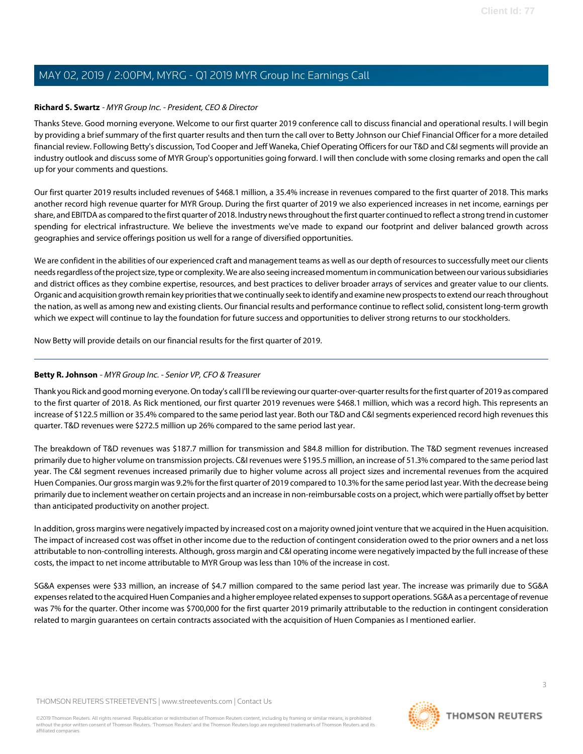**Richard S. Swartz** - *MYR Group Inc. - President, CEO & Director*

Thanks Steve. Good morning everyone. Welcome to our first quarter 2019 conference call to discuss financial and operational results. I will begin by providing a brief summary of the first quarter results and then turn the call over to Betty Johnson our Chief Financial Officer for a more detailed financial review. Following Betty's discussion, Tod Cooper and Jeff Waneka, Chief Operating Officers for our T&D and C&I segments will provide an industry outlook and discuss some of MYR Group's opportunities going forward. I will then conclude with some closing remarks and open the call up for your comments and questions.

Our first quarter 2019 results included revenues of $468.1 million, a 35.4% increase in revenues compared to the first quarter of 2018. This marks another record high revenue quarter for MYR Group. During the first quarter of 2019 we also experienced increases in net income, earnings per share, and EBITDA as compared to the first quarter of 2018. Industry news throughout the first quarter continued to reflect a strong trend in customer spending for electrical infrastructure. We believe the investments we've made to expand our footprint and deliver balanced growth across geographies and service offerings position us well for a range of diversified opportunities.

We are confident in the abilities of our experienced craft and management teams as well as our depth of resources to successfully meet our clients needs regardless of the project size, type or complexity. We are also seeing increased momentum in communication between our various subsidiaries and district offices as they combine expertise, resources, and best practices to deliver broader arrays of services and greater value to our clients. Organic and acquisition growth remain key priorities that we continually seek to identify and examine new prospects to extend our reach throughout the nation, as well as among new and existing clients. Our financial results and performance continue to reflect solid, consistent long-term growth which we expect will continue to lay the foundation for future success and opportunities to deliver strong returns to our stockholders.

Now Betty will provide details on our financial results for the first quarter of 2019.

---

**Betty R. Johnson** - *MYR Group Inc. - Senior VP, CFO & Treasurer*

Thank you Rick and good morning everyone. On today's call I'll be reviewing our quarter-over-quarter results for the first quarter of 2019 as compared to the first quarter of 2018. As Rick mentioned, our first quarter 2019 revenues were $468.1 million, which was a record high. This represents an increase of $122.5 million or 35.4% compared to the same period last year. Both our T&D and C&I segments experienced record high revenues this quarter. T&D revenues were $272.5 million up 26% compared to the same period last year.

The breakdown of T&D revenues was $187.7 million for transmission and $84.8 million for distribution. The T&D segment revenues increased primarily due to higher volume on transmission projects. C&I revenues were $195.5 million, an increase of 51.3% compared to the same period last year. The C&I segment revenues increased primarily due to higher volume across all project sizes and incremental revenues from the acquired Huen Companies. Our gross margin was 9.2% for the first quarter of 2019 compared to 10.3% for the same period last year. With the decrease being primarily due to inclement weather on certain projects and an increase in non-reimbursable costs on a project, which were partially offset by better than anticipated productivity on another project.

In addition, gross margins were negatively impacted by increased cost on a majority owned joint venture that we acquired in the Huen acquisition. The impact of increased cost was offset in other income due to the reduction of contingent consideration owed to the prior owners and a net loss attributable to non-controlling interests. Although, gross margin and C&I operating income were negatively impacted by the full increase of these costs, the impact to net income attributable to MYR Group was less than 10% of the increase in cost.

SG&A expenses were $33 million, an increase of $4.7 million compared to the same period last year. The increase was primarily due to SG&A expenses related to the acquired Huen Companies and a higher employee related expenses to support operations. SG&A as a percentage of revenue was 7% for the quarter. Other income was $700,000 for the first quarter 2019 primarily attributable to the reduction in contingent consideration related to margin guarantees on certain contracts associated with the acquisition of Huen Companies as I mentioned earlier.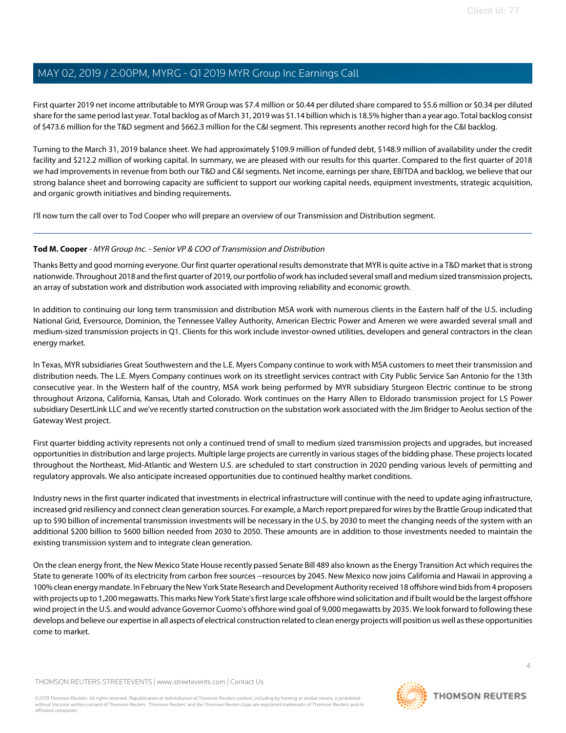First quarter 2019 net income attributable to MYR Group was $7.4 million or $0.44 per diluted share compared to $5.6 million or $0.34 per diluted share for the same period last year. Total backlog as of March 31, 2019 was $1.14 billion which is 18.5% higher than a year ago. Total backlog consist of $473.6 million for the T&D segment and $662.3 million for the C&I segment. This represents another record high for the C&I backlog.

Turning to the March 31, 2019 balance sheet. We had approximately $109.9 million of funded debt, $148.9 million of availability under the credit facility and $212.2 million of working capital. In summary, we are pleased with our results for this quarter. Compared to the first quarter of 2018 we had improvements in revenue from both our T&D and C&I segments. Net income, earnings per share, EBITDA and backlog, we believe that our strong balance sheet and borrowing capacity are sufficient to support our working capital needs, equipment investments, strategic acquisition, and organic growth initiatives and binding requirements.

I'll now turn the call over to Tod Cooper who will prepare an overview of our Transmission and Distribution segment.

---

**Tod M. Cooper** - *MYR Group Inc. - Senior VP & COO of Transmission and Distribution*

Thanks Betty and good morning everyone. Our first quarter operational results demonstrate that MYR is quite active in a T&D market that is strong nationwide. Throughout 2018 and the first quarter of 2019, our portfolio of work has included several small and medium sized transmission projects, an array of substation work and distribution work associated with improving reliability and economic growth.

In addition to continuing our long term transmission and distribution MSA work with numerous clients in the Eastern half of the U.S. including National Grid, Eversource, Dominion, the Tennessee Valley Authority, American Electric Power and Ameren we were awarded several small and medium-sized transmission projects in Q1. Clients for this work include investor-owned utilities, developers and general contractors in the clean energy market.

In Texas, MYR subsidiaries Great Southwestern and the L.E. Myers Company continue to work with MSA customers to meet their transmission and distribution needs. The L.E. Myers Company continues work on its streetlight services contract with City Public Service San Antonio for the 13th consecutive year. In the Western half of the country, MSA work being performed by MYR subsidiary Sturgeon Electric continue to be strong throughout Arizona, California, Kansas, Utah and Colorado. Work continues on the Harry Allen to Eldorado transmission project for LS Power subsidiary DesertLink LLC and we've recently started construction on the substation work associated with the Jim Bridger to Aeolus section of the Gateway West project.

First quarter bidding activity represents not only a continued trend of small to medium sized transmission projects and upgrades, but increased opportunities in distribution and large projects. Multiple large projects are currently in various stages of the bidding phase. These projects located throughout the Northeast, Mid-Atlantic and Western U.S. are scheduled to start construction in 2020 pending various levels of permitting and regulatory approvals. We also anticipate increased opportunities due to continued healthy market conditions.

Industry news in the first quarter indicated that investments in electrical infrastructure will continue with the need to update aging infrastructure, increased grid resiliency and connect clean generation sources. For example, a March report prepared for wires by the Brattle Group indicated that up to $90 billion of incremental transmission investments will be necessary in the U.S. by 2030 to meet the changing needs of the system with an additional $200 billion to $600 billion needed from 2030 to 2050. These amounts are in addition to those investments needed to maintain the existing transmission system and to integrate clean generation.

On the clean energy front, the New Mexico State House recently passed Senate Bill 489 also known as the Energy Transition Act which requires the State to generate 100% of its electricity from carbon free sources --resources by 2045. New Mexico now joins California and Hawaii in approving a 100% clean energy mandate. In February the New York State Research and Development Authority received 18 offshore wind bids from 4 proposers with projects up to 1,200 megawatts. This marks New York State's first large scale offshore wind solicitation and if built would be the largest offshore wind project in the U.S. and would advance Governor Cuomo's offshore wind goal of 9,000 megawatts by 2035. We look forward to following these develops and believe our expertise in all aspects of electrical construction related to clean energy projects will position us well as these opportunities come to market.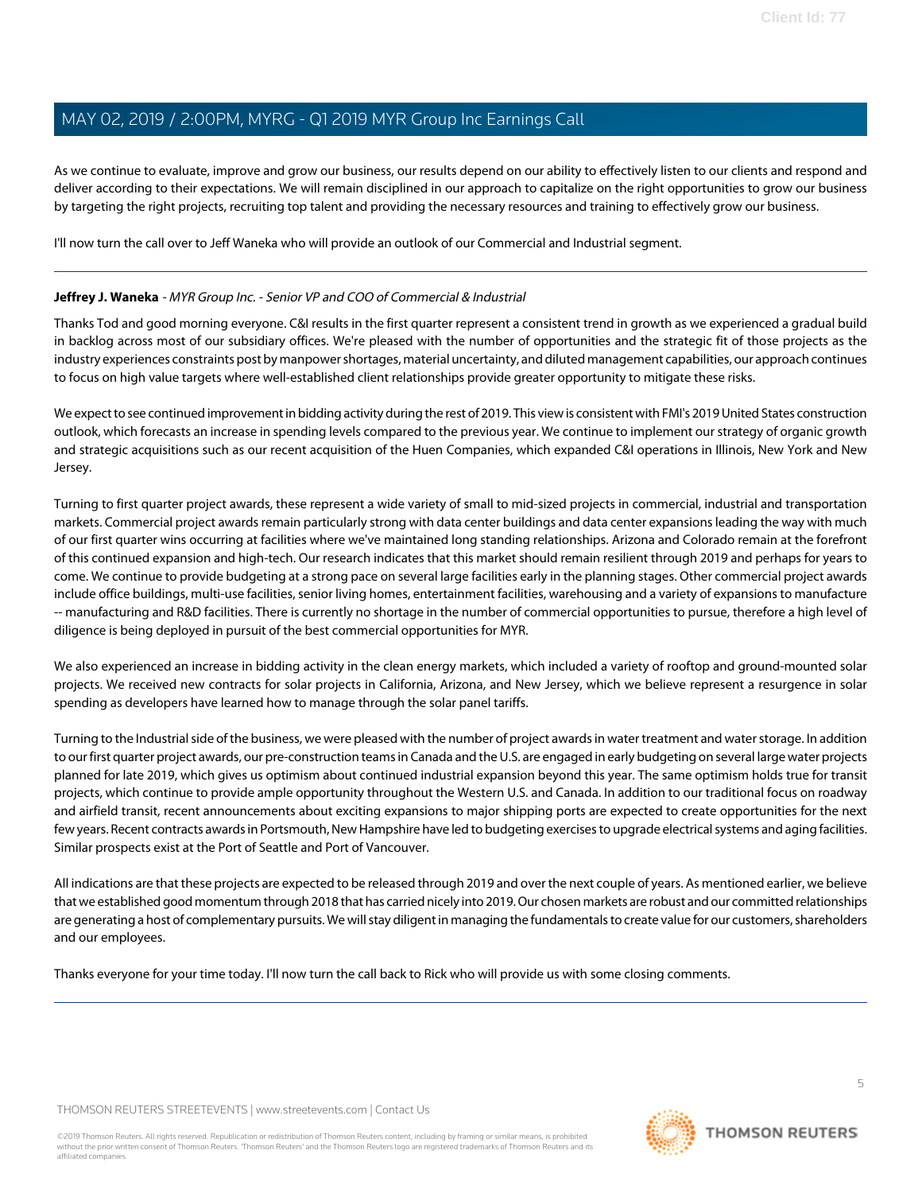As we continue to evaluate, improve and grow our business, our results depend on our ability to effectively listen to our clients and respond and deliver according to their expectations. We will remain disciplined in our approach to capitalize on the right opportunities to grow our business by targeting the right projects, recruiting top talent and providing the necessary resources and training to effectively grow our business.

I'll now turn the call over to Jeff Waneka who will provide an outlook of our Commercial and Industrial segment.

---

**Jeffrey J. Waneka** - *MYR Group Inc. - Senior VP and COO of Commercial & Industrial*

Thanks Tod and good morning everyone. C&I results in the first quarter represent a consistent trend in growth as we experienced a gradual build in backlog across most of our subsidiary offices. We're pleased with the number of opportunities and the strategic fit of those projects as the industry experiences constraints post by manpower shortages, material uncertainty, and diluted management capabilities, our approach continues to focus on high value targets where well-established client relationships provide greater opportunity to mitigate these risks.

We expect to see continued improvement in bidding activity during the rest of 2019. This view is consistent with FMI's 2019 United States construction outlook, which forecasts an increase in spending levels compared to the previous year. We continue to implement our strategy of organic growth and strategic acquisitions such as our recent acquisition of the Huen Companies, which expanded C&I operations in Illinois, New York and New Jersey.

Turning to first quarter project awards, these represent a wide variety of small to mid-sized projects in commercial, industrial and transportation markets. Commercial project awards remain particularly strong with data center buildings and data center expansions leading the way with much of our first quarter wins occurring at facilities where we've maintained long standing relationships. Arizona and Colorado remain at the forefront of this continued expansion and high-tech. Our research indicates that this market should remain resilient through 2019 and perhaps for years to come. We continue to provide budgeting at a strong pace on several large facilities early in the planning stages. Other commercial project awards include office buildings, multi-use facilities, senior living homes, entertainment facilities, warehousing and a variety of expansions to manufacture -- manufacturing and R&D facilities. There is currently no shortage in the number of commercial opportunities to pursue, therefore a high level of diligence is being deployed in pursuit of the best commercial opportunities for MYR.

We also experienced an increase in bidding activity in the clean energy markets, which included a variety of rooftop and ground-mounted solar projects. We received new contracts for solar projects in California, Arizona, and New Jersey, which we believe represent a resurgence in solar spending as developers have learned how to manage through the solar panel tariffs.

Turning to the Industrial side of the business, we were pleased with the number of project awards in water treatment and water storage. In addition to our first quarter project awards, our pre-construction teams in Canada and the U.S. are engaged in early budgeting on several large water projects planned for late 2019, which gives us optimism about continued industrial expansion beyond this year. The same optimism holds true for transit projects, which continue to provide ample opportunity throughout the Western U.S. and Canada. In addition to our traditional focus on roadway and airfield transit, recent announcements about exciting expansions to major shipping ports are expected to create opportunities for the next few years. Recent contracts awards in Portsmouth, New Hampshire have led to budgeting exercises to upgrade electrical systems and aging facilities. Similar prospects exist at the Port of Seattle and Port of Vancouver.

All indications are that these projects are expected to be released through 2019 and over the next couple of years. As mentioned earlier, we believe that we established good momentum through 2018 that has carried nicely into 2019. Our chosen markets are robust and our committed relationships are generating a host of complementary pursuits. We will stay diligent in managing the fundamentals to create value for our customers, shareholders and our employees.

Thanks everyone for your time today. I'll now turn the call back to Rick who will provide us with some closing comments.

---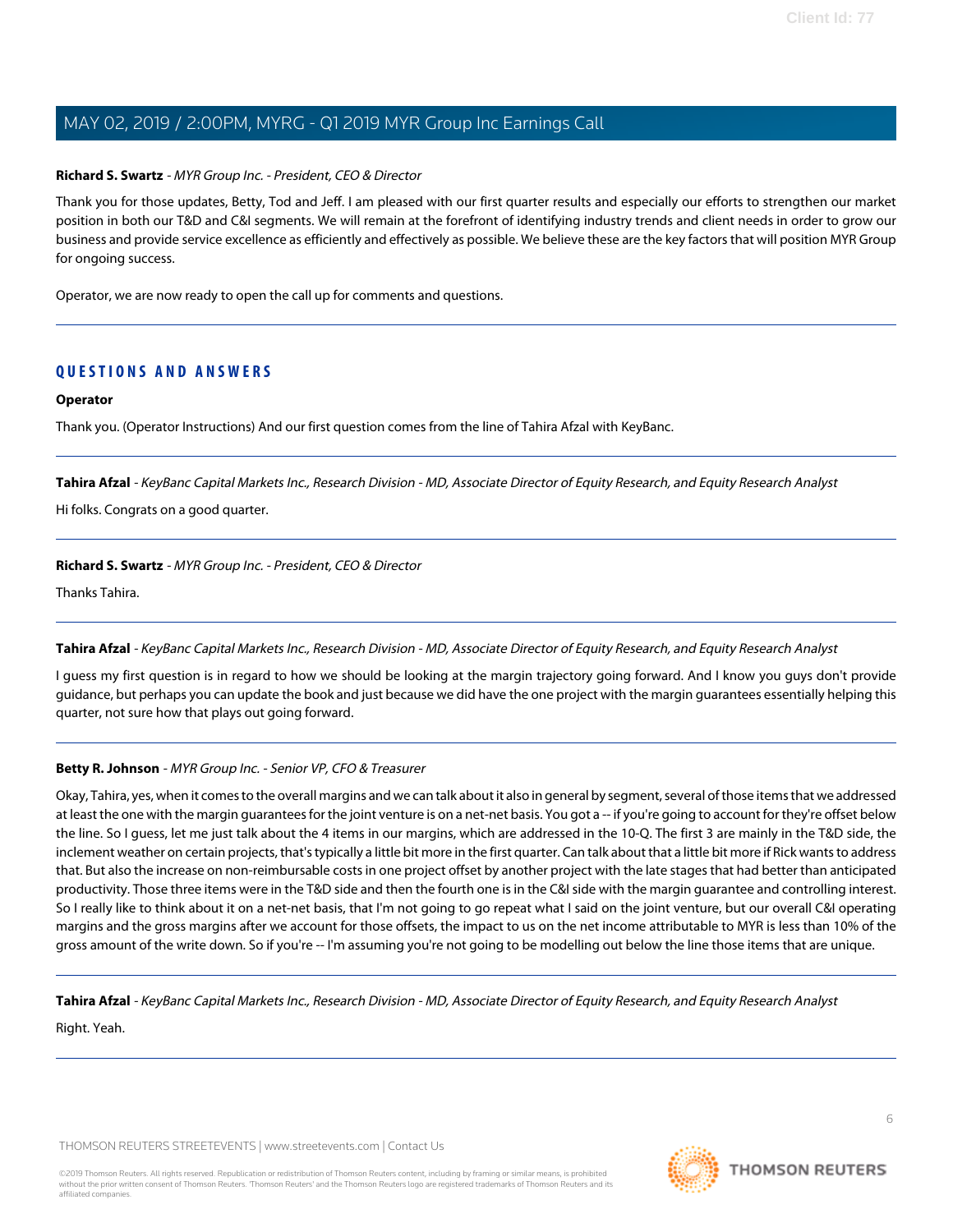**Richard S. Swartz** - *MYR Group Inc. - President, CEO & Director*

Thank you for those updates, Betty, Tod and Jeff. I am pleased with our first quarter results and especially our efforts to strengthen our market position in both our T&D and C&I segments. We will remain at the forefront of identifying industry trends and client needs in order to grow our business and provide service excellence as efficiently and effectively as possible. We believe these are the key factors that will position MYR Group for ongoing success.

Operator, we are now ready to open the call up for comments and questions.

---

## QUESTIONS AND ANSWERS

**Operator**

Thank you. (Operator Instructions) And our first question comes from the line of Tahira Afzal with KeyBanc.

---

**Tahira Afzal** - *KeyBanc Capital Markets Inc., Research Division - MD, Associate Director of Equity Research, and Equity Research Analyst*

Hi folks. Congrats on a good quarter.

---

**Richard S. Swartz** - *MYR Group Inc. - President, CEO & Director*

Thanks Tahira.

---

**Tahira Afzal** - *KeyBanc Capital Markets Inc., Research Division - MD, Associate Director of Equity Research, and Equity Research Analyst*

I guess my first question is in regard to how we should be looking at the margin trajectory going forward. And I know you guys don't provide guidance, but perhaps you can update the book and just because we did have the one project with the margin guarantees essentially helping this quarter, not sure how that plays out going forward.

---

**Betty R. Johnson** - *MYR Group Inc. - Senior VP, CFO & Treasurer*

Okay, Tahira, yes, when it comes to the overall margins and we can talk about it also in general by segment, several of those items that we addressed at least the one with the margin guarantees for the joint venture is on a net-net basis. You got a -- if you're going to account for they're offset below the line. So I guess, let me just talk about the 4 items in our margins, which are addressed in the 10-Q. The first 3 are mainly in the T&D side, the inclement weather on certain projects, that's typically a little bit more in the first quarter. Can talk about that a little bit more if Rick wants to address that. But also the increase on non-reimbursable costs in one project offset by another project with the late stages that had better than anticipated productivity. Those three items were in the T&D side and then the fourth one is in the C&I side with the margin guarantee and controlling interest. So I really like to think about it on a net-net basis, that I'm not going to go repeat what I said on the joint venture, but our overall C&I operating margins and the gross margins after we account for those offsets, the impact to us on the net income attributable to MYR is less than 10% of the gross amount of the write down. So if you're -- I'm assuming you're not going to be modelling out below the line those items that are unique.

---

**Tahira Afzal** - *KeyBanc Capital Markets Inc., Research Division - MD, Associate Director of Equity Research, and Equity Research Analyst*

Right. Yeah.

---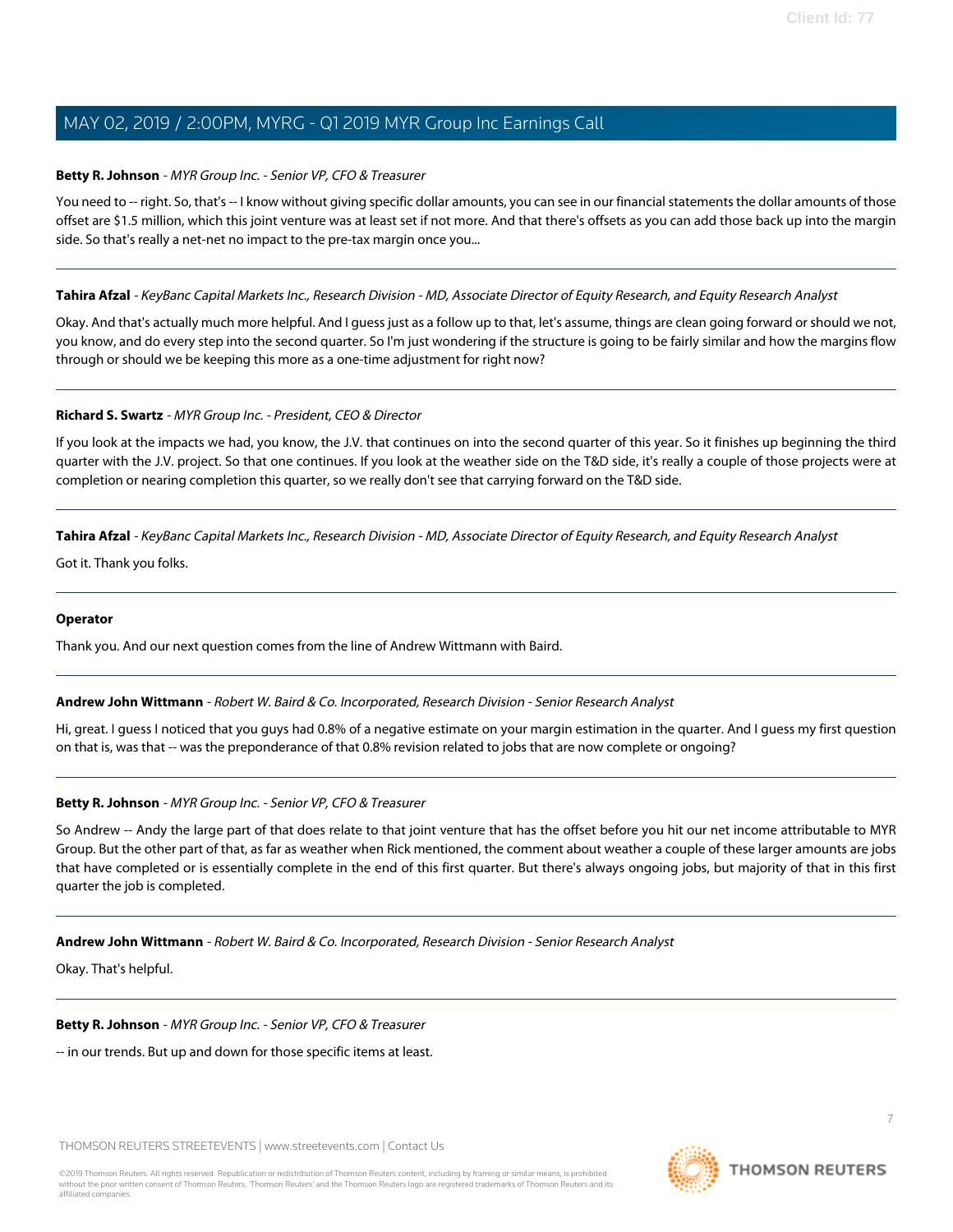**Betty R. Johnson** - *MYR Group Inc. - Senior VP, CFO & Treasurer*

You need to -- right. So, that's -- I know without giving specific dollar amounts, you can see in our financial statements the dollar amounts of those offset are $1.5 million, which this joint venture was at least set if not more. And that there's offsets as you can add those back up into the margin side. So that's really a net-net no impact to the pre-tax margin once you...

---

**Tahira Afzal** - *KeyBanc Capital Markets Inc., Research Division - MD, Associate Director of Equity Research, and Equity Research Analyst*

Okay. And that's actually much more helpful. And I guess just as a follow up to that, let's assume, things are clean going forward or should we not, you know, and do every step into the second quarter. So I'm just wondering if the structure is going to be fairly similar and how the margins flow through or should we be keeping this more as a one-time adjustment for right now?

---

**Richard S. Swartz** - *MYR Group Inc. - President, CEO & Director*

If you look at the impacts we had, you know, the J.V. that continues on into the second quarter of this year. So it finishes up beginning the third quarter with the J.V. project. So that one continues. If you look at the weather side on the T&D side, it's really a couple of those projects were at completion or nearing completion this quarter, so we really don't see that carrying forward on the T&D side.

---

**Tahira Afzal** - *KeyBanc Capital Markets Inc., Research Division - MD, Associate Director of Equity Research, and Equity Research Analyst*

Got it. Thank you folks.

---

**Operator**

Thank you. And our next question comes from the line of Andrew Wittmann with Baird.

---

**Andrew John Wittmann** - *Robert W. Baird & Co. Incorporated, Research Division - Senior Research Analyst*

Hi, great. I guess I noticed that you guys had 0.8% of a negative estimate on your margin estimation in the quarter. And I guess my first question on that is, was that -- was the preponderance of that 0.8% revision related to jobs that are now complete or ongoing?

---

**Betty R. Johnson** - *MYR Group Inc. - Senior VP, CFO & Treasurer*

So Andrew -- Andy the large part of that does relate to that joint venture that has the offset before you hit our net income attributable to MYR Group. But the other part of that, as far as weather when Rick mentioned, the comment about weather a couple of these larger amounts are jobs that have completed or is essentially complete in the end of this first quarter. But there's always ongoing jobs, but majority of that in this first quarter the job is completed.

---

**Andrew John Wittmann** - *Robert W. Baird & Co. Incorporated, Research Division - Senior Research Analyst*

Okay. That's helpful.

---

**Betty R. Johnson** - *MYR Group Inc. - Senior VP, CFO & Treasurer*

-- in our trends. But up and down for those specific items at least.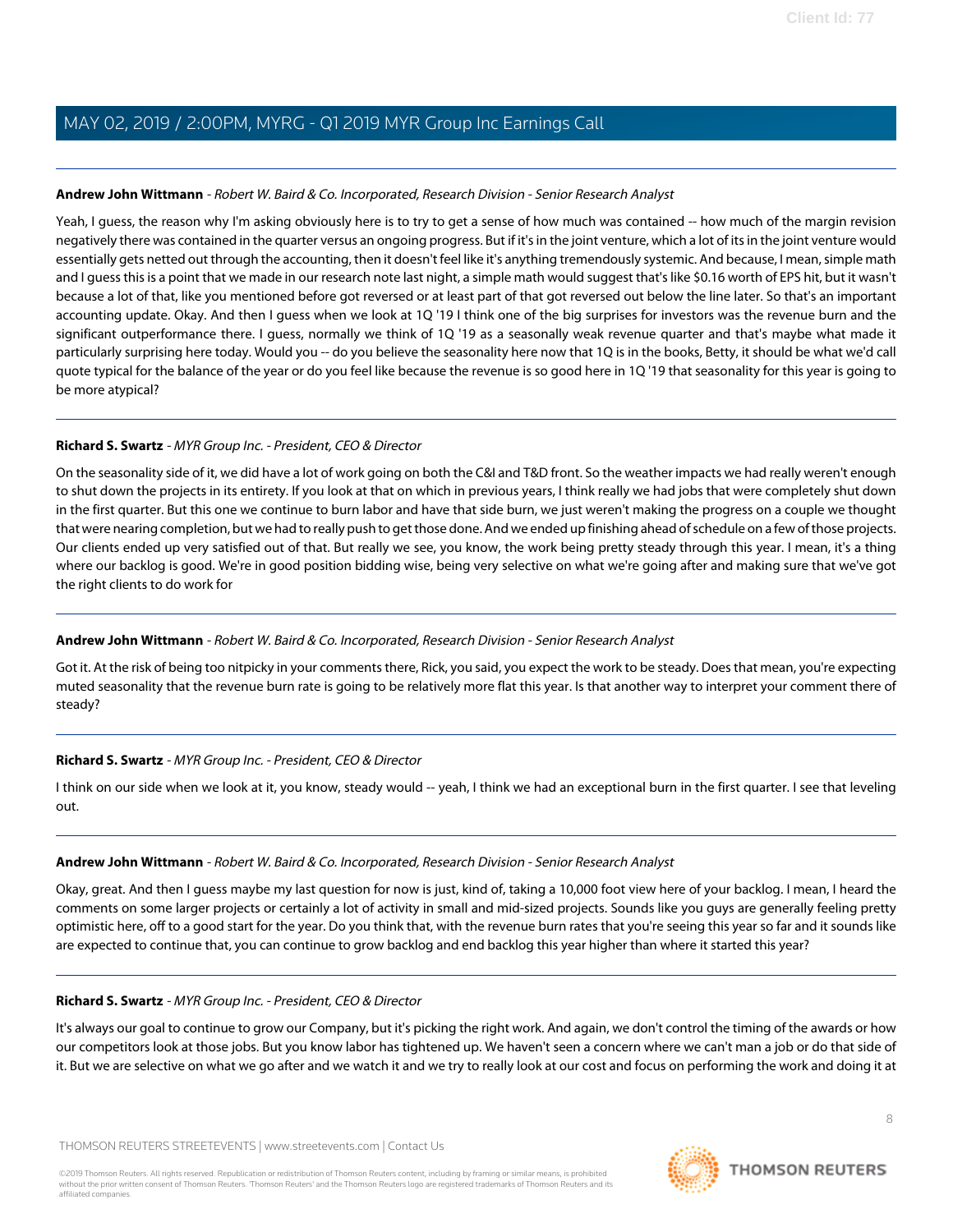**Andrew John Wittmann** - *Robert W. Baird & Co. Incorporated, Research Division - Senior Research Analyst*

Yeah, I guess, the reason why I'm asking obviously here is to try to get a sense of how much was contained -- how much of the margin revision negatively there was contained in the quarter versus an ongoing progress. But if it's in the joint venture, which a lot of its in the joint venture would essentially gets netted out through the accounting, then it doesn't feel like it's anything tremendously systemic. And because, I mean, simple math and I guess this is a point that we made in our research note last night, a simple math would suggest that's like $0.16 worth of EPS hit, but it wasn't because a lot of that, like you mentioned before got reversed or at least part of that got reversed out below the line later. So that's an important accounting update. Okay. And then I guess when we look at 1Q '19 I think one of the big surprises for investors was the revenue burn and the significant outperformance there. I guess, normally we think of 1Q '19 as a seasonally weak revenue quarter and that's maybe what made it particularly surprising here today. Would you -- do you believe the seasonality here now that 1Q is in the books, Betty, it should be what we'd call quote typical for the balance of the year or do you feel like because the revenue is so good here in 1Q '19 that seasonality for this year is going to be more atypical?

**Richard S. Swartz** - *MYR Group Inc. - President, CEO & Director*

On the seasonality side of it, we did have a lot of work going on both the C&I and T&D front. So the weather impacts we had really weren't enough to shut down the projects in its entirety. If you look at that on which in previous years, I think really we had jobs that were completely shut down in the first quarter. But this one we continue to burn labor and have that side burn, we just weren't making the progress on a couple we thought that were nearing completion, but we had to really push to get those done. And we ended up finishing ahead of schedule on a few of those projects. Our clients ended up very satisfied out of that. But really we see, you know, the work being pretty steady through this year. I mean, it's a thing where our backlog is good. We're in good position bidding wise, being very selective on what we're going after and making sure that we've got the right clients to do work for

**Andrew John Wittmann** - *Robert W. Baird & Co. Incorporated, Research Division - Senior Research Analyst*

Got it. At the risk of being too nitpicky in your comments there, Rick, you said, you expect the work to be steady. Does that mean, you're expecting muted seasonality that the revenue burn rate is going to be relatively more flat this year. Is that another way to interpret your comment there of steady?

**Richard S. Swartz** - *MYR Group Inc. - President, CEO & Director*

I think on our side when we look at it, you know, steady would -- yeah, I think we had an exceptional burn in the first quarter. I see that leveling out.

**Andrew John Wittmann** - *Robert W. Baird & Co. Incorporated, Research Division - Senior Research Analyst*

Okay, great. And then I guess maybe my last question for now is just, kind of, taking a 10,000 foot view here of your backlog. I mean, I heard the comments on some larger projects or certainly a lot of activity in small and mid-sized projects. Sounds like you guys are generally feeling pretty optimistic here, off to a good start for the year. Do you think that, with the revenue burn rates that you're seeing this year so far and it sounds like are expected to continue that, you can continue to grow backlog and end backlog this year higher than where it started this year?

**Richard S. Swartz** - *MYR Group Inc. - President, CEO & Director*

It's always our goal to continue to grow our Company, but it's picking the right work. And again, we don't control the timing of the awards or how our competitors look at those jobs. But you know labor has tightened up. We haven't seen a concern where we can't man a job or do that side of it. But we are selective on what we go after and we watch it and we try to really look at our cost and focus on performing the work and doing it at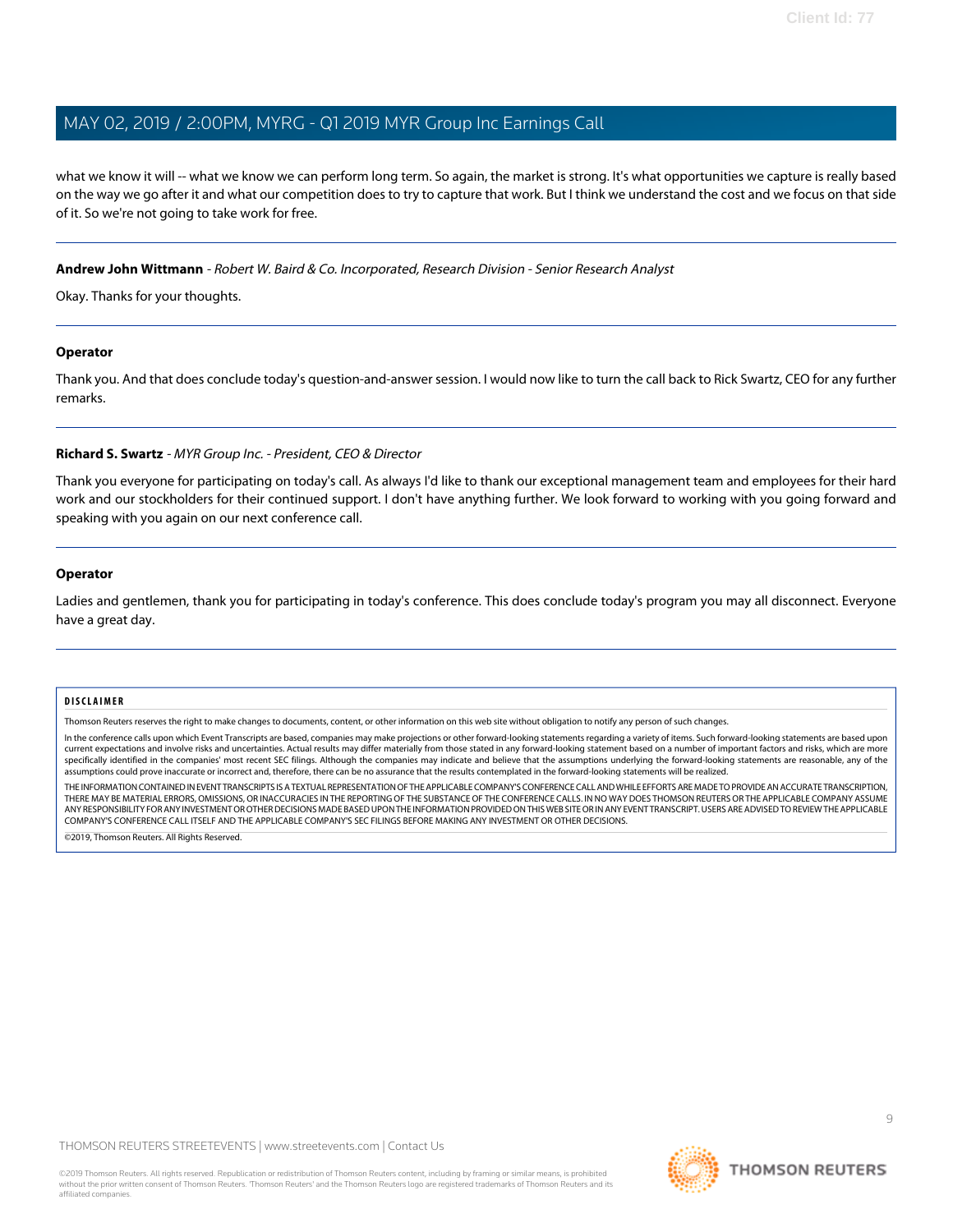what we know it will -- what we know we can perform long term. So again, the market is strong. It's what opportunities we capture is really based on the way we go after it and what our competition does to try to capture that work. But I think we understand the cost and we focus on that side of it. So we're not going to take work for free.

---

**Andrew John Wittmann** - *Robert W. Baird & Co. Incorporated, Research Division - Senior Research Analyst*

Okay. Thanks for your thoughts.

---

**Operator**

Thank you. And that does conclude today's question-and-answer session. I would now like to turn the call back to Rick Swartz, CEO for any further remarks.

---

**Richard S. Swartz** - *MYR Group Inc. - President, CEO & Director*

Thank you everyone for participating on today's call. As always I'd like to thank our exceptional management team and employees for their hard work and our stockholders for their continued support. I don't have anything further. We look forward to working with you going forward and speaking with you again on our next conference call.

---

**Operator**

Ladies and gentlemen, thank you for participating in today's conference. This does conclude today's program you may all disconnect. Everyone have a great day.

---

**DISCLAIMER**

Thomson Reuters reserves the right to make changes to documents, content, or other information on this web site without obligation to notify any person of such changes.

In the conference calls upon which Event Transcripts are based, companies may make projections or other forward-looking statements regarding a variety of items. Such forward-looking statements are based upon current expectations and involve risks and uncertainties. Actual results may differ materially from those stated in any forward-looking statement based on a number of important factors and risks, which are more specifically identified in the companies' most recent SEC filings. Although the companies may indicate and believe that the assumptions underlying the forward-looking statements are reasonable, any of the assumptions could prove inaccurate or incorrect and, therefore, there can be no assurance that the results contemplated in the forward-looking statements will be realized.

THE INFORMATION CONTAINED IN EVENT TRANSCRIPTS IS A TEXTUAL REPRESENTATION OF THE APPLICABLE COMPANY'S CONFERENCE CALL AND WHILE EFFORTS ARE MADE TO PROVIDE AN ACCURATE TRANSCRIPTION, THERE MAY BE MATERIAL ERRORS, OMISSIONS, OR INACCURACIES IN THE REPORTING OF THE SUBSTANCE OF THE CONFERENCE CALLS. IN NO WAY DOES THOMSON REUTERS OR THE APPLICABLE COMPANY ASSUME ANY RESPONSIBILITY FOR ANY INVESTMENT OR OTHER DECISIONS MADE BASED UPON THE INFORMATION PROVIDED ON THIS WEB SITE OR IN ANY EVENT TRANSCRIPT. USERS ARE ADVISED TO REVIEW THE APPLICABLE COMPANY'S CONFERENCE CALL ITSELF AND THE APPLICABLE COMPANY'S SEC FILINGS BEFORE MAKING ANY INVESTMENT OR OTHER DECISIONS.

©2019, Thomson Reuters. All Rights Reserved.